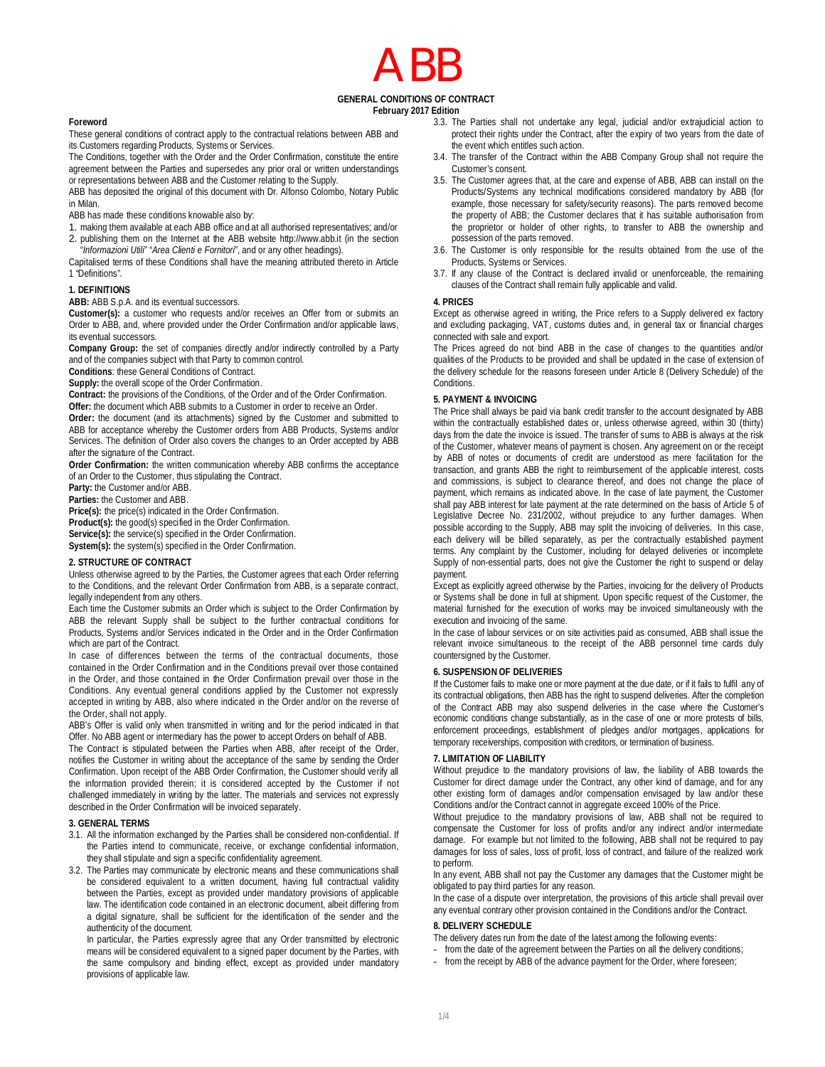# ABB

**GENERAL CONDITIONS OF CONTRACT**
**February 2017 Edition**

**Foreword**

These general conditions of contract apply to the contractual relations between ABB and its Customers regarding Products, Systems or Services.

The Conditions, together with the Order and the Order Confirmation, constitute the entire agreement between the Parties and supersedes any prior oral or written understandings or representations between ABB and the Customer relating to the Supply.

ABB has deposited the original of this document with Dr. Alfonso Colombo, Notary Public in Milan.

ABB has made these conditions knowable also by:

1. making them available at each ABB office and at all authorised representatives; and/or
2. publishing them on the Internet at the ABB website http://www.abb.it (in the section "*Informazioni Utili*" "*Area Clienti e Fornitori*", and or any other headings).

Capitalised terms of these Conditions shall have the meaning attributed thereto in Article 1 "Definitions".

## 1. DEFINITIONS

**ABB:** ABB S.p.A. and its eventual successors.

**Customer(s):** a customer who requests and/or receives an Offer from or submits an Order to ABB, and, where provided under the Order Confirmation and/or applicable laws, its eventual successors.

**Company Group:** the set of companies directly and/or indirectly controlled by a Party and of the companies subject with that Party to common control.

**Conditions**: these General Conditions of Contract.

**Supply:** the overall scope of the Order Confirmation.

**Contract:** the provisions of the Conditions, of the Order and of the Order Confirmation.

**Offer:** the document which ABB submits to a Customer in order to receive an Order.

**Order:** the document (and its attachments) signed by the Customer and submitted to ABB for acceptance whereby the Customer orders from ABB Products, Systems and/or Services. The definition of Order also covers the changes to an Order accepted by ABB after the signature of the Contract.

**Order Confirmation:** the written communication whereby ABB confirms the acceptance of an Order to the Customer, thus stipulating the Contract.

**Party:** the Customer and/or ABB.

**Parties:** the Customer and ABB.

**Price(s):** the price(s) indicated in the Order Confirmation.

**Product(s):** the good(s) specified in the Order Confirmation.

**Service(s):** the service(s) specified in the Order Confirmation.

**System(s):** the system(s) specified in the Order Confirmation.

## 2. STRUCTURE OF CONTRACT

Unless otherwise agreed to by the Parties, the Customer agrees that each Order referring to the Conditions, and the relevant Order Confirmation from ABB, is a separate contract, legally independent from any others.

Each time the Customer submits an Order which is subject to the Order Confirmation by ABB the relevant Supply shall be subject to the further contractual conditions for Products, Systems and/or Services indicated in the Order and in the Order Confirmation which are part of the Contract.

In case of differences between the terms of the contractual documents, those contained in the Order Confirmation and in the Conditions prevail over those contained in the Order, and those contained in the Order Confirmation prevail over those in the Conditions. Any eventual general conditions applied by the Customer not expressly accepted in writing by ABB, also where indicated in the Order and/or on the reverse of the Order, shall not apply.

ABB's Offer is valid only when transmitted in writing and for the period indicated in that Offer. No ABB agent or intermediary has the power to accept Orders on behalf of ABB.

The Contract is stipulated between the Parties when ABB, after receipt of the Order, notifies the Customer in writing about the acceptance of the same by sending the Order Confirmation. Upon receipt of the ABB Order Confirmation, the Customer should verify all the information provided therein; it is considered accepted by the Customer if not challenged immediately in writing by the latter. The materials and services not expressly described in the Order Confirmation will be invoiced separately.

## 3. GENERAL TERMS

3.1. All the information exchanged by the Parties shall be considered non-confidential. If the Parties intend to communicate, receive, or exchange confidential information, they shall stipulate and sign a specific confidentiality agreement.

3.2. The Parties may communicate by electronic means and these communications shall be considered equivalent to a written document, having full contractual validity between the Parties, except as provided under mandatory provisions of applicable law. The identification code contained in an electronic document, albeit differing from a digital signature, shall be sufficient for the identification of the sender and the authenticity of the document.

In particular, the Parties expressly agree that any Order transmitted by electronic means will be considered equivalent to a signed paper document by the Parties, with the same compulsory and binding effect, except as provided under mandatory provisions of applicable law.

3.3. The Parties shall not undertake any legal, judicial and/or extrajudicial action to protect their rights under the Contract, after the expiry of two years from the date of the event which entitles such action.

3.4. The transfer of the Contract within the ABB Company Group shall not require the Customer's consent.

3.5. The Customer agrees that, at the care and expense of ABB, ABB can install on the Products/Systems any technical modifications considered mandatory by ABB (for example, those necessary for safety/security reasons). The parts removed become the property of ABB; the Customer declares that it has suitable authorisation from the proprietor or holder of other rights, to transfer to ABB the ownership and possession of the parts removed.

3.6. The Customer is only responsible for the results obtained from the use of the Products, Systems or Services.

3.7. If any clause of the Contract is declared invalid or unenforceable, the remaining clauses of the Contract shall remain fully applicable and valid.

## 4. PRICES

Except as otherwise agreed in writing, the Price refers to a Supply delivered ex factory and excluding packaging, VAT, customs duties and, in general tax or financial charges connected with sale and export.

The Prices agreed do not bind ABB in the case of changes to the quantities and/or qualities of the Products to be provided and shall be updated in the case of extension of the delivery schedule for the reasons foreseen under Article 8 (Delivery Schedule) of the Conditions.

## 5. PAYMENT & INVOICING

The Price shall always be paid via bank credit transfer to the account designated by ABB within the contractually established dates or, unless otherwise agreed, within 30 (thirty) days from the date the invoice is issued. The transfer of sums to ABB is always at the risk of the Customer, whatever means of payment is chosen. Any agreement on or the receipt by ABB of notes or documents of credit are understood as mere facilitation for the transaction, and grants ABB the right to reimbursement of the applicable interest, costs and commissions, is subject to clearance thereof, and does not change the place of payment, which remains as indicated above. In the case of late payment, the Customer shall pay ABB interest for late payment at the rate determined on the basis of Article 5 of Legislative Decree No. 231/2002, without prejudice to any further damages. When possible according to the Supply, ABB may split the invoicing of deliveries. In this case, each delivery will be billed separately, as per the contractually established payment terms. Any complaint by the Customer, including for delayed deliveries or incomplete Supply of non-essential parts, does not give the Customer the right to suspend or delay payment.

Except as explicitly agreed otherwise by the Parties, invoicing for the delivery of Products or Systems shall be done in full at shipment. Upon specific request of the Customer, the material furnished for the execution of works may be invoiced simultaneously with the execution and invoicing of the same.

In the case of labour services or on site activities paid as consumed, ABB shall issue the relevant invoice simultaneous to the receipt of the ABB personnel time cards duly countersigned by the Customer.

## 6. SUSPENSION OF DELIVERIES

If the Customer fails to make one or more payment at the due date, or if it fails to fulfil any of its contractual obligations, then ABB has the right to suspend deliveries. After the completion of the Contract ABB may also suspend deliveries in the case where the Customer's economic conditions change substantially, as in the case of one or more protests of bills, enforcement proceedings, establishment of pledges and/or mortgages, applications for temporary receiverships, composition with creditors, or termination of business.

## 7. LIMITATION OF LIABILITY

Without prejudice to the mandatory provisions of law, the liability of ABB towards the Customer for direct damage under the Contract, any other kind of damage, and for any other existing form of damages and/or compensation envisaged by law and/or these Conditions and/or the Contract cannot in aggregate exceed 100% of the Price.

Without prejudice to the mandatory provisions of law, ABB shall not be required to compensate the Customer for loss of profits and/or any indirect and/or intermediate damage. For example but not limited to the following, ABB shall not be required to pay damages for loss of sales, loss of profit, loss of contract, and failure of the realized work to perform.

In any event, ABB shall not pay the Customer any damages that the Customer might be obligated to pay third parties for any reason.

In the case of a dispute over interpretation, the provisions of this article shall prevail over any eventual contrary other provision contained in the Conditions and/or the Contract.

## 8. DELIVERY SCHEDULE

The delivery dates run from the date of the latest among the following events:

- from the date of the agreement between the Parties on all the delivery conditions;
- from the receipt by ABB of the advance payment for the Order, where foreseen;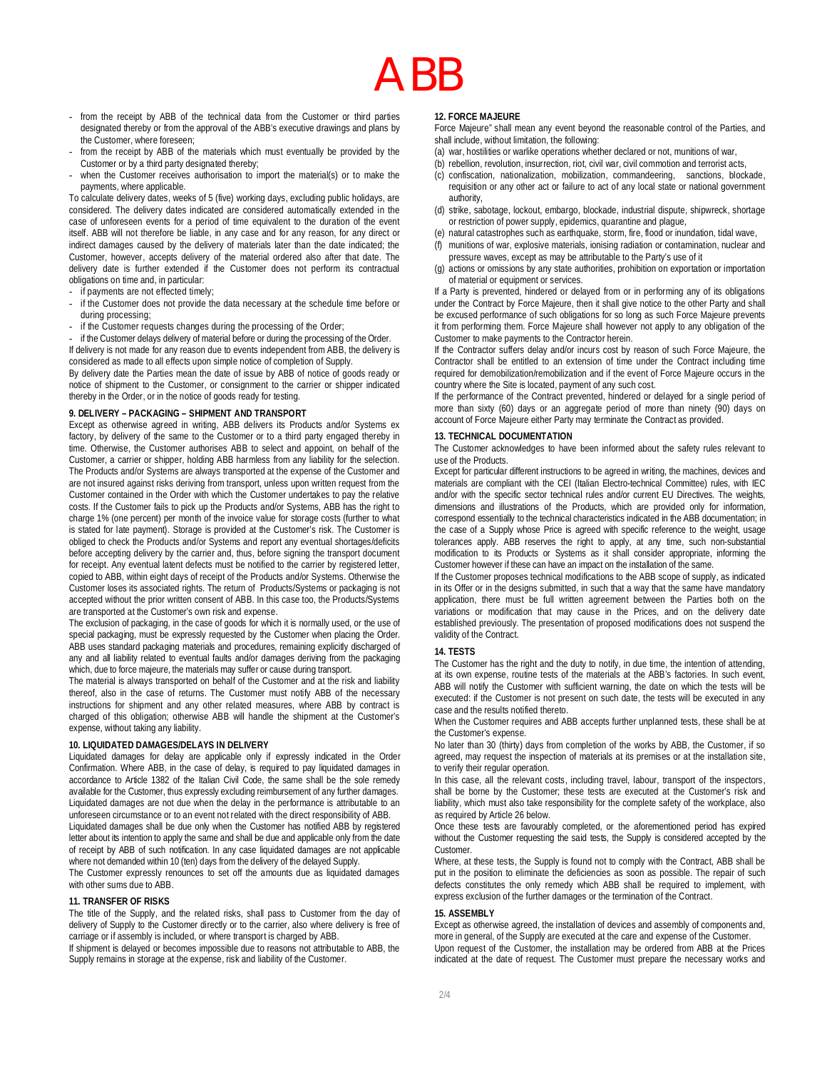- from the receipt by ABB of the technical data from the Customer or third parties designated thereby or from the approval of the ABB's executive drawings and plans by the Customer, where foreseen;
- from the receipt by ABB of the materials which must eventually be provided by the Customer or by a third party designated thereby;
- when the Customer receives authorisation to import the material(s) or to make the payments, where applicable.

To calculate delivery dates, weeks of 5 (five) working days, excluding public holidays, are considered. The delivery dates indicated are considered automatically extended in the case of unforeseen events for a period of time equivalent to the duration of the event itself. ABB will not therefore be liable, in any case and for any reason, for any direct or indirect damages caused by the delivery of materials later than the date indicated; the Customer, however, accepts delivery of the material ordered also after that date. The delivery date is further extended if the Customer does not perform its contractual obligations on time and, in particular:

- if payments are not effected timely;
- if the Customer does not provide the data necessary at the schedule time before or during processing;
- if the Customer requests changes during the processing of the Order;
- if the Customer delays delivery of material before or during the processing of the Order.

If delivery is not made for any reason due to events independent from ABB, the delivery is considered as made to all effects upon simple notice of completion of Supply.

By delivery date the Parties mean the date of issue by ABB of notice of goods ready or notice of shipment to the Customer, or consignment to the carrier or shipper indicated thereby in the Order, or in the notice of goods ready for testing.

**9. DELIVERY – PACKAGING – SHIPMENT AND TRANSPORT**

Except as otherwise agreed in writing, ABB delivers its Products and/or Systems ex factory, by delivery of the same to the Customer or to a third party engaged thereby in time. Otherwise, the Customer authorises ABB to select and appoint, on behalf of the Customer, a carrier or shipper, holding ABB harmless from any liability for the selection. The Products and/or Systems are always transported at the expense of the Customer and are not insured against risks deriving from transport, unless upon written request from the Customer contained in the Order with which the Customer undertakes to pay the relative costs. If the Customer fails to pick up the Products and/or Systems, ABB has the right to charge 1% (one percent) per month of the invoice value for storage costs (further to what is stated for late payment). Storage is provided at the Customer's risk. The Customer is obliged to check the Products and/or Systems and report any eventual shortages/deficits before accepting delivery by the carrier and, thus, before signing the transport document for receipt. Any eventual latent defects must be notified to the carrier by registered letter, copied to ABB, within eight days of receipt of the Products and/or Systems. Otherwise the Customer loses its associated rights. The return of Products/Systems or packaging is not accepted without the prior written consent of ABB. In this case too, the Products/Systems are transported at the Customer's own risk and expense.

The exclusion of packaging, in the case of goods for which it is normally used, or the use of special packaging, must be expressly requested by the Customer when placing the Order. ABB uses standard packaging materials and procedures, remaining explicitly discharged of any and all liability related to eventual faults and/or damages deriving from the packaging which, due to force majeure, the materials may suffer or cause during transport.

The material is always transported on behalf of the Customer and at the risk and liability thereof, also in the case of returns. The Customer must notify ABB of the necessary instructions for shipment and any other related measures, where ABB by contract is charged of this obligation; otherwise ABB will handle the shipment at the Customer's expense, without taking any liability.

**10. LIQUIDATED DAMAGES/DELAYS IN DELIVERY**

Liquidated damages for delay are applicable only if expressly indicated in the Order Confirmation. Where ABB, in the case of delay, is required to pay liquidated damages in accordance to Article 1382 of the Italian Civil Code, the same shall be the sole remedy available for the Customer, thus expressly excluding reimbursement of any further damages. Liquidated damages are not due when the delay in the performance is attributable to an unforeseen circumstance or to an event not related with the direct responsibility of ABB.

Liquidated damages shall be due only when the Customer has notified ABB by registered letter about its intention to apply the same and shall be due and applicable only from the date of receipt by ABB of such notification. In any case liquidated damages are not applicable where not demanded within 10 (ten) days from the delivery of the delayed Supply.

The Customer expressly renounces to set off the amounts due as liquidated damages with other sums due to ABB.

**11. TRANSFER OF RISKS**

The title of the Supply, and the related risks, shall pass to Customer from the day of delivery of Supply to the Customer directly or to the carrier, also where delivery is free of carriage or if assembly is included, or where transport is charged by ABB.

If shipment is delayed or becomes impossible due to reasons not attributable to ABB, the Supply remains in storage at the expense, risk and liability of the Customer.

**12. FORCE MAJEURE**

Force Majeure" shall mean any event beyond the reasonable control of the Parties, and shall include, without limitation, the following:

(a) war, hostilities or warlike operations whether declared or not, munitions of war,
(b) rebellion, revolution, insurrection, riot, civil war, civil commotion and terrorist acts,
(c) confiscation, nationalization, mobilization, commandeering, sanctions, blockade, requisition or any other act or failure to act of any local state or national government authority,
(d) strike, sabotage, lockout, embargo, blockade, industrial dispute, shipwreck, shortage or restriction of power supply, epidemics, quarantine and plague,
(e) natural catastrophes such as earthquake, storm, fire, flood or inundation, tidal wave,
(f) munitions of war, explosive materials, ionising radiation or contamination, nuclear and pressure waves, except as may be attributable to the Party's use of it
(g) actions or omissions by any state authorities, prohibition on exportation or importation of material or equipment or services.

If a Party is prevented, hindered or delayed from or in performing any of its obligations under the Contract by Force Majeure, then it shall give notice to the other Party and shall be excused performance of such obligations for so long as such Force Majeure prevents it from performing them. Force Majeure shall however not apply to any obligation of the Customer to make payments to the Contractor herein.

If the Contractor suffers delay and/or incurs cost by reason of such Force Majeure, the Contractor shall be entitled to an extension of time under the Contract including time required for demobilization/remobilization and if the event of Force Majeure occurs in the country where the Site is located, payment of any such cost.

If the performance of the Contract prevented, hindered or delayed for a single period of more than sixty (60) days or an aggregate period of more than ninety (90) days on account of Force Majeure either Party may terminate the Contract as provided.

**13. TECHNICAL DOCUMENTATION**

The Customer acknowledges to have been informed about the safety rules relevant to use of the Products.

Except for particular different instructions to be agreed in writing, the machines, devices and materials are compliant with the CEI (Italian Electro-technical Committee) rules, with IEC and/or with the specific sector technical rules and/or current EU Directives. The weights, dimensions and illustrations of the Products, which are provided only for information, correspond essentially to the technical characteristics indicated in the ABB documentation; in the case of a Supply whose Price is agreed with specific reference to the weight, usage tolerances apply. ABB reserves the right to apply, at any time, such non-substantial modification to its Products or Systems as it shall consider appropriate, informing the Customer however if these can have an impact on the installation of the same.

If the Customer proposes technical modifications to the ABB scope of supply, as indicated in its Offer or in the designs submitted, in such that a way that the same have mandatory application, there must be full written agreement between the Parties both on the variations or modification that may cause in the Prices, and on the delivery date established previously. The presentation of proposed modifications does not suspend the validity of the Contract.

**14. TESTS**

The Customer has the right and the duty to notify, in due time, the intention of attending, at its own expense, routine tests of the materials at the ABB's factories. In such event, ABB will notify the Customer with sufficient warning, the date on which the tests will be executed: if the Customer is not present on such date, the tests will be executed in any case and the results notified thereto.

When the Customer requires and ABB accepts further unplanned tests, these shall be at the Customer's expense.

No later than 30 (thirty) days from completion of the works by ABB, the Customer, if so agreed, may request the inspection of materials at its premises or at the installation site, to verify their regular operation.

In this case, all the relevant costs, including travel, labour, transport of the inspectors, shall be borne by the Customer; these tests are executed at the Customer's risk and liability, which must also take responsibility for the complete safety of the workplace, also as required by Article 26 below.

Once these tests are favourably completed, or the aforementioned period has expired without the Customer requesting the said tests, the Supply is considered accepted by the Customer.

Where, at these tests, the Supply is found not to comply with the Contract, ABB shall be put in the position to eliminate the deficiencies as soon as possible. The repair of such defects constitutes the only remedy which ABB shall be required to implement, with express exclusion of the further damages or the termination of the Contract.

**15. ASSEMBLY**

Except as otherwise agreed, the installation of devices and assembly of components and, more in general, of the Supply are executed at the care and expense of the Customer.

Upon request of the Customer, the installation may be ordered from ABB at the Prices indicated at the date of request. The Customer must prepare the necessary works and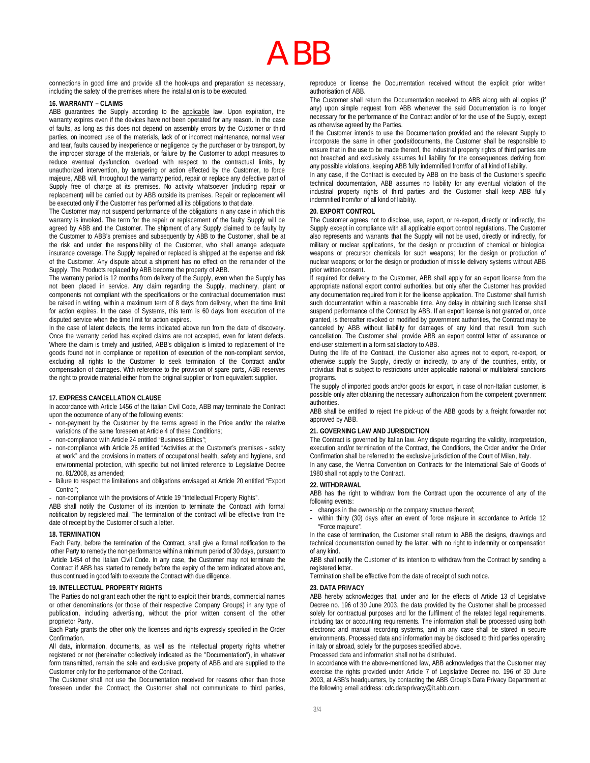connections in good time and provide all the hook-ups and preparation as necessary, including the safety of the premises where the installation is to be executed.

### 16. WARRANTY – CLAIMS

ABB guarantees the Supply according to the applicable law. Upon expiration, the warranty expires even if the devices have not been operated for any reason. In the case of faults, as long as this does not depend on assembly errors by the Customer or third parties, on incorrect use of the materials, lack of or incorrect maintenance, normal wear and tear, faults caused by inexperience or negligence by the purchaser or by transport, by the improper storage of the materials, or failure by the Customer to adopt measures to reduce eventual dysfunction, overload with respect to the contractual limits, by unauthorized intervention, by tampering or action effected by the Customer, to force majeure, ABB will, throughout the warranty period, repair or replace any defective part of Supply free of charge at its premises. No activity whatsoever (including repair or replacement) will be carried out by ABB outside its premises. Repair or replacement will be executed only if the Customer has performed all its obligations to that date.

The Customer may not suspend performance of the obligations in any case in which this warranty is invoked. The term for the repair or replacement of the faulty Supply will be agreed by ABB and the Customer. The shipment of any Supply claimed to be faulty by the Customer to ABB's premises and subsequently by ABB to the Customer, shall be at the risk and under the responsibility of the Customer, who shall arrange adequate insurance coverage. The Supply repaired or replaced is shipped at the expense and risk of the Customer. Any dispute about a shipment has no effect on the remainder of the Supply. The Products replaced by ABB become the property of ABB.

The warranty period is 12 months from delivery of the Supply, even when the Supply has not been placed in service. Any claim regarding the Supply, machinery, plant or components not compliant with the specifications or the contractual documentation must be raised in writing, within a maximum term of 8 days from delivery, when the time limit for action expires. In the case of Systems, this term is 60 days from execution of the disputed service when the time limit for action expires.

In the case of latent defects, the terms indicated above run from the date of discovery. Once the warranty period has expired claims are not accepted, even for latent defects. Where the claim is timely and justified, ABB's obligation is limited to replacement of the goods found not in compliance or repetition of execution of the non-compliant service, excluding all rights to the Customer to seek termination of the Contract and/or compensation of damages. With reference to the provision of spare parts, ABB reserves the right to provide material either from the original supplier or from equivalent supplier.

### 17. EXPRESS CANCELLATION CLAUSE

In accordance with Article 1456 of the Italian Civil Code, ABB may terminate the Contract upon the occurrence of any of the following events:

- non-payment by the Customer by the terms agreed in the Price and/or the relative variations of the same foreseen at Article 4 of these Conditions;
- non-compliance with Article 24 entitled "Business Ethics";
- non-compliance with Article 26 entitled "Activities at the Customer's premises - safety at work" and the provisions in matters of occupational health, safety and hygiene, and environmental protection, with specific but not limited reference to Legislative Decree no. 81/2008, as amended;
- failure to respect the limitations and obligations envisaged at Article 20 entitled "Export Control";
- non-compliance with the provisions of Article 19 "Intellectual Property Rights".

ABB shall notify the Customer of its intention to terminate the Contract with formal notification by registered mail. The termination of the contract will be effective from the date of receipt by the Customer of such a letter.

### 18. TERMINATION

Each Party, before the termination of the Contract, shall give a formal notification to the other Party to remedy the non-performance within a minimum period of 30 days, pursuant to Article 1454 of the Italian Civil Code. In any case, the Customer may not terminate the Contract if ABB has started to remedy before the expiry of the term indicated above and, thus continued in good faith to execute the Contract with due diligence.

### 19. INTELLECTUAL PROPERTY RIGHTS

The Parties do not grant each other the right to exploit their brands, commercial names or other denominations (or those of their respective Company Groups) in any type of publication, including advertising, without the prior written consent of the other proprietor Party.

Each Party grants the other only the licenses and rights expressly specified in the Order Confirmation.

All data, information, documents, as well as the intellectual property rights whether registered or not (hereinafter collectively indicated as the "Documentation"), in whatever form transmitted, remain the sole and exclusive property of ABB and are supplied to the Customer only for the performance of the Contract.

The Customer shall not use the Documentation received for reasons other than those foreseen under the Contract; the Customer shall not communicate to third parties, reproduce or license the Documentation received without the explicit prior written authorisation of ABB.

The Customer shall return the Documentation received to ABB along with all copies (if any) upon simple request from ABB whenever the said Documentation is no longer necessary for the performance of the Contract and/or of for the use of the Supply, except as otherwise agreed by the Parties.

If the Customer intends to use the Documentation provided and the relevant Supply to incorporate the same in other goods/documents, the Customer shall be responsible to ensure that in the use to be made thereof, the industrial property rights of third parties are not breached and exclusively assumes full liability for the consequences deriving from any possible violations, keeping ABB fully indemnified from/for of all kind of liability.

In any case, if the Contract is executed by ABB on the basis of the Customer's specific technical documentation, ABB assumes no liability for any eventual violation of the industrial property rights of third parties and the Customer shall keep ABB fully indemnified from/for of all kind of liability.

### 20. EXPORT CONTROL

The Customer agrees not to disclose, use, export, or re-export, directly or indirectly, the Supply except in compliance with all applicable export control regulations. The Customer also represents and warrants that the Supply will not be used, directly or indirectly, for military or nuclear applications, for the design or production of chemical or biological weapons or precursor chemicals for such weapons; for the design or production of nuclear weapons; or for the design or production of missile delivery systems without ABB prior written consent.

If required for delivery to the Customer, ABB shall apply for an export license from the appropriate national export control authorities, but only after the Customer has provided any documentation required from it for the license application. The Customer shall furnish such documentation within a reasonable time. Any delay in obtaining such license shall suspend performance of the Contract by ABB. If an export license is not granted or, once granted, is thereafter revoked or modified by government authorities, the Contract may be canceled by ABB without liability for damages of any kind that result from such cancellation. The Customer shall provide ABB an export control letter of assurance or end-user statement in a form satisfactory to ABB.

During the life of the Contract, the Customer also agrees not to export, re-export, or otherwise supply the Supply, directly or indirectly, to any of the countries, entity, or individual that is subject to restrictions under applicable national or multilateral sanctions programs.

The supply of imported goods and/or goods for export, in case of non-Italian customer, is possible only after obtaining the necessary authorization from the competent government authorities.

ABB shall be entitled to reject the pick-up of the ABB goods by a freight forwarder not approved by ABB.

### 21. GOVERNING LAW AND JURISDICTION

The Contract is governed by Italian law. Any dispute regarding the validity, interpretation, execution and/or termination of the Contract, the Conditions, the Order and/or the Order Confirmation shall be referred to the exclusive jurisdiction of the Court of Milan, Italy.

In any case, the Vienna Convention on Contracts for the International Sale of Goods of 1980 shall not apply to the Contract.

### 22. WITHDRAWAL

ABB has the right to withdraw from the Contract upon the occurrence of any of the following events:

- changes in the ownership or the company structure thereof;
- within thirty (30) days after an event of force majeure in accordance to Article 12 "Force majeure".

In the case of termination, the Customer shall return to ABB the designs, drawings and technical documentation owned by the latter, with no right to indemnity or compensation of any kind.

ABB shall notify the Customer of its intention to withdraw from the Contract by sending a registered letter.

Termination shall be effective from the date of receipt of such notice.

### 23. DATA PRIVACY

ABB hereby acknowledges that, under and for the effects of Article 13 of Legislative Decree no. 196 of 30 June 2003, the data provided by the Customer shall be processed solely for contractual purposes and for the fulfilment of the related legal requirements, including tax or accounting requirements. The information shall be processed using both electronic and manual recording systems, and in any case shall be stored in secure environments. Processed data and information may be disclosed to third parties operating in Italy or abroad, solely for the purposes specified above.

Processed data and information shall not be distributed.

In accordance with the above-mentioned law, ABB acknowledges that the Customer may exercise the rights provided under Article 7 of Legislative Decree no. 196 of 30 June 2003, at ABB's headquarters, by contacting the ABB Group's Data Privacy Department at the following email address: cdc.dataprivacy@it.abb.com.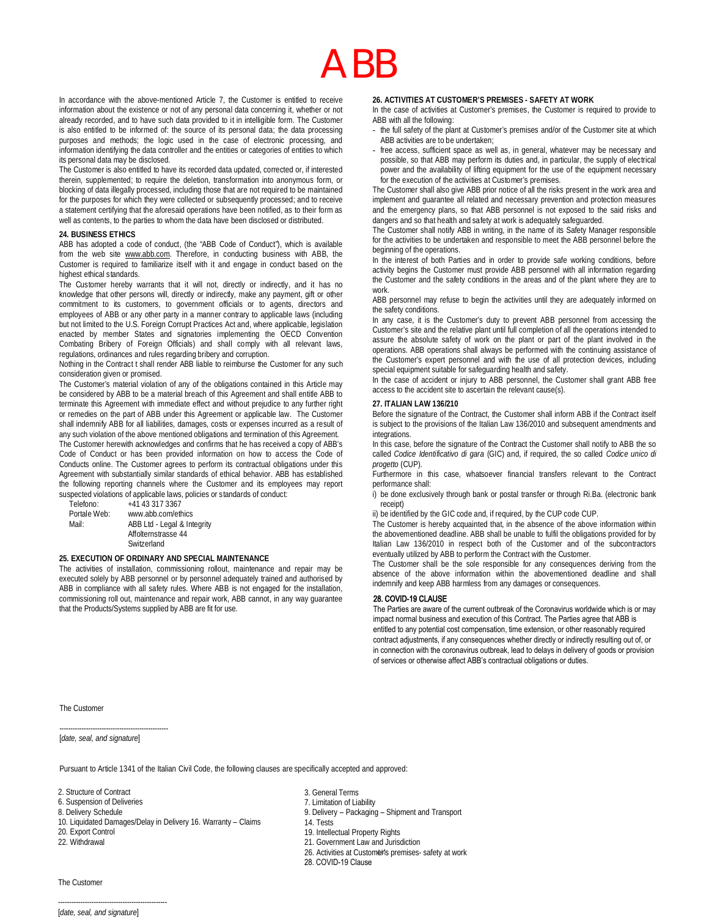ABB

In accordance with the above-mentioned Article 7, the Customer is entitled to receive information about the existence or not of any personal data concerning it, whether or not already recorded, and to have such data provided to it in intelligible form. The Customer is also entitled to be informed of: the source of its personal data; the data processing purposes and methods; the logic used in the case of electronic processing, and information identifying the data controller and the entities or categories of entities to which its personal data may be disclosed.

The Customer is also entitled to have its recorded data updated, corrected or, if interested therein, supplemented; to require the deletion, transformation into anonymous form, or blocking of data illegally processed, including those that are not required to be maintained for the purposes for which they were collected or subsequently processed; and to receive a statement certifying that the aforesaid operations have been notified, as to their form as well as contents, to the parties to whom the data have been disclosed or distributed.

#### 24. BUSINESS ETHICS

ABB has adopted a code of conduct, (the "ABB Code of Conduct"), which is available from the web site www.abb.com. Therefore, in conducting business with ABB, the Customer is required to familiarize itself with it and engage in conduct based on the highest ethical standards.

The Customer hereby warrants that it will not, directly or indirectly, and it has no knowledge that other persons will, directly or indirectly, make any payment, gift or other commitment to its customers, to government officials or to agents, directors and employees of ABB or any other party in a manner contrary to applicable laws (including but not limited to the U.S. Foreign Corrupt Practices Act and, where applicable, legislation enacted by member States and signatories implementing the OECD Convention Combating Bribery of Foreign Officials) and shall comply with all relevant laws, regulations, ordinances and rules regarding bribery and corruption.

Nothing in the Contract t shall render ABB liable to reimburse the Customer for any such consideration given or promised.

The Customer's material violation of any of the obligations contained in this Article may be considered by ABB to be a material breach of this Agreement and shall entitle ABB to terminate this Agreement with immediate effect and without prejudice to any further right or remedies on the part of ABB under this Agreement or applicable law. The Customer shall indemnify ABB for all liabilities, damages, costs or expenses incurred as a result of any such violation of the above mentioned obligations and termination of this Agreement.

The Customer herewith acknowledges and confirms that he has received a copy of ABB's Code of Conduct or has been provided information on how to access the Code of Conducts online. The Customer agrees to perform its contractual obligations under this Agreement with substantially similar standards of ethical behavior. ABB has established the following reporting channels where the Customer and its employees may report suspected violations of applicable laws, policies or standards of conduct:

Telefono: +41 43 317 3367
Portale Web: www.abb.com/ethics
Mail: ABB Ltd - Legal & Integrity
Affolternstrasse 44
Switzerland

#### 25. EXECUTION OF ORDINARY AND SPECIAL MAINTENANCE

The activities of installation, commissioning rollout, maintenance and repair may be executed solely by ABB personnel or by personnel adequately trained and authorised by ABB in compliance with all safety rules. Where ABB is not engaged for the installation, commissioning roll out, maintenance and repair work, ABB cannot, in any way guarantee that the Products/Systems supplied by ABB are fit for use.

#### 26. ACTIVITIES AT CUSTOMER'S PREMISES - SAFETY AT WORK

In the case of activities at Customer's premises, the Customer is required to provide to ABB with all the following:

- the full safety of the plant at Customer's premises and/or of the Customer site at which ABB activities are to be undertaken;
- free access, sufficient space as well as, in general, whatever may be necessary and possible, so that ABB may perform its duties and, in particular, the supply of electrical power and the availability of lifting equipment for the use of the equipment necessary for the execution of the activities at Customer's premises.

The Customer shall also give ABB prior notice of all the risks present in the work area and implement and guarantee all related and necessary prevention and protection measures and the emergency plans, so that ABB personnel is not exposed to the said risks and dangers and so that health and safety at work is adequately safeguarded.

The Customer shall notify ABB in writing, in the name of its Safety Manager responsible for the activities to be undertaken and responsible to meet the ABB personnel before the beginning of the operations.

In the interest of both Parties and in order to provide safe working conditions, before activity begins the Customer must provide ABB personnel with all information regarding the Customer and the safety conditions in the areas and of the plant where they are to work.

ABB personnel may refuse to begin the activities until they are adequately informed on the safety conditions.

In any case, it is the Customer's duty to prevent ABB personnel from accessing the Customer's site and the relative plant until full completion of all the operations intended to assure the absolute safety of work on the plant or part of the plant involved in the operations. ABB operations shall always be performed with the continuing assistance of the Customer's expert personnel and with the use of all protection devices, including special equipment suitable for safeguarding health and safety.

In the case of accident or injury to ABB personnel, the Customer shall grant ABB free access to the accident site to ascertain the relevant cause(s).

#### 27. ITALIAN LAW 136/210

Before the signature of the Contract, the Customer shall inform ABB if the Contract itself is subject to the provisions of the Italian Law 136/2010 and subsequent amendments and integrations.

In this case, before the signature of the Contract the Customer shall notify to ABB the so called *Codice Identificativo di gara* (GIC) and, if required, the so called *Codice unico di progetto* (CUP).

Furthermore in this case, whatsoever financial transfers relevant to the Contract performance shall:

i) be done exclusively through bank or postal transfer or through Ri.Ba. (electronic bank receipt)

ii) be identified by the GIC code and, if required, by the CUP code CUP.

The Customer is hereby acquainted that, in the absence of the above information within the abovementioned deadline. ABB shall be unable to fulfil the obligations provided for by Italian Law 136/2010 in respect both of the Customer and of the subcontractors eventually utilized by ABB to perform the Contract with the Customer.

The Customer shall be the sole responsible for any consequences deriving from the absence of the above information within the abovementioned deadline and shall indemnify and keep ABB harmless from any damages or consequences.

#### 28. COVID-19 CLAUSE

The Parties are aware of the current outbreak of the Coronavirus worldwide which is or may impact normal business and execution of this Contract. The Parties agree that ABB is entitled to any potential cost compensation, time extension, or other reasonably required contract adjustments, if any consequences whether directly or indirectly resulting out of, or in connection with the coronavirus outbreak, lead to delays in delivery of goods or provision of services or otherwise affect ABB's contractual obligations or duties.

The Customer

-------------------------------------------------

[*date, seal, and signature*]

Pursuant to Article 1341 of the Italian Civil Code, the following clauses are specifically accepted and approved:

2. Structure of Contract
3. General Terms
6. Suspension of Deliveries
7. Limitation of Liability
8. Delivery Schedule
9. Delivery – Packaging – Shipment and Transport
10. Liquidated Damages/Delay in Delivery 16. Warranty – Claims
14. Tests
19. Intellectual Property Rights
20. Export Control
21. Government Law and Jurisdiction
22. Withdrawal
26. Activities at Customer's premises- safety at work
28. COVID-19 Clause

The Customer

-------------------------------------------------

[*date, seal, and signature*]